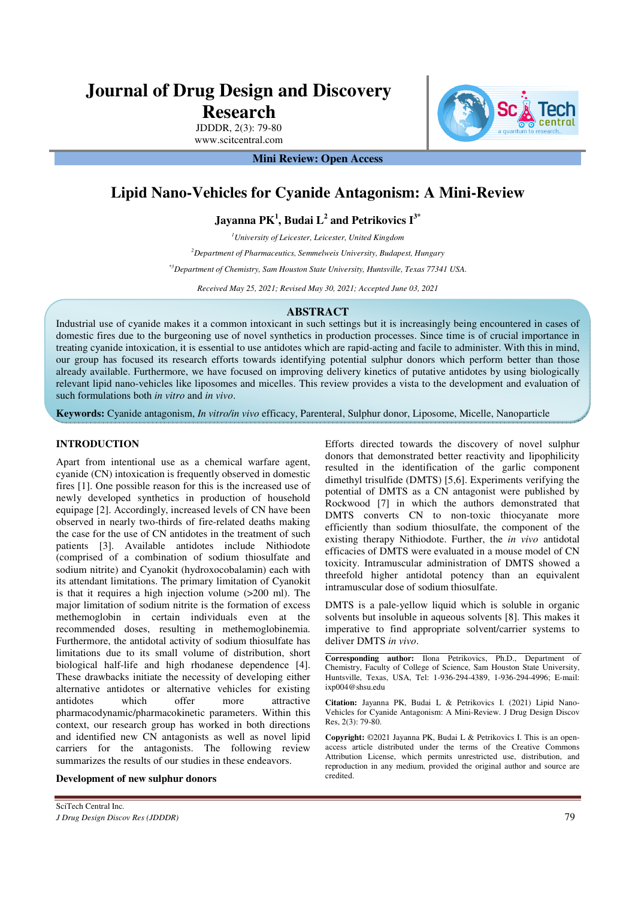# Lipid Nano-Vehicles for Cyanide Antagonism: A Mini-Review

**Jayanna PK[1], Budai L[2] and Petrikovics I[3*]**

[1]*University of Leicester, Leicester, United Kingdom*

[2]*Department of Pharmaceutics, Semmelweis University, Budapest, Hungary*

[*3]*Department of Chemistry, Sam Houston State University, Huntsville, Texas 77341 USA.*

*Received May 25, 2021; Revised May 30, 2021; Accepted June 03, 2021*

## ABSTRACT

Industrial use of cyanide makes it a common intoxicant in such settings but it is increasingly being encountered in cases of domestic fires due to the burgeoning use of novel synthetics in production processes. Since time is of crucial importance in treating cyanide intoxication, it is essential to use antidotes which are rapid-acting and facile to administer. With this in mind, our group has focused its research efforts towards identifying potential sulphur donors which perform better than those already available. Furthermore, we have focused on improving delivery kinetics of putative antidotes by using biologically relevant lipid nano-vehicles like liposomes and micelles. This review provides a vista to the development and evaluation of such formulations both *in vitro* and *in vivo*.

**Keywords:** Cyanide antagonism, *In vitro/in vivo* efficacy, Parenteral, Sulphur donor, Liposome, Micelle, Nanoparticle

## INTRODUCTION

Apart from intentional use as a chemical warfare agent, cyanide (CN) intoxication is frequently observed in domestic fires [1]. One possible reason for this is the increased use of newly developed synthetics in production of household equipage [2]. Accordingly, increased levels of CN have been observed in nearly two-thirds of fire-related deaths making the case for the use of CN antidotes in the treatment of such patients [3]. Available antidotes include Nithiodote (comprised of a combination of sodium thiosulfate and sodium nitrite) and Cyanokit (hydroxocobalamin) each with its attendant limitations. The primary limitation of Cyanokit is that it requires a high injection volume (>200 ml). The major limitation of sodium nitrite is the formation of excess methemoglobin in certain individuals even at the recommended doses, resulting in methemoglobinemia. Furthermore, the antidotal activity of sodium thiosulfate has limitations due to its small volume of distribution, short biological half-life and high rhodanese dependence [4]. These drawbacks initiate the necessity of developing either alternative antidotes or alternative vehicles for existing antidotes which offer more attractive pharmacodynamic/pharmacokinetic parameters. Within this context, our research group has worked in both directions and identified new CN antagonists as well as novel lipid carriers for the antagonists. The following review summarizes the results of our studies in these endeavors.

### Development of new sulphur donors

Efforts directed towards the discovery of novel sulphur donors that demonstrated better reactivity and lipophilicity resulted in the identification of the garlic component dimethyl trisulfide (DMTS) [5,6]. Experiments verifying the potential of DMTS as a CN antagonist were published by Rockwood [7] in which the authors demonstrated that DMTS converts CN to non-toxic thiocyanate more efficiently than sodium thiosulfate, the component of the existing therapy Nithiodote. Further, the *in vivo* antidotal efficacies of DMTS were evaluated in a mouse model of CN toxicity. Intramuscular administration of DMTS showed a threefold higher antidotal potency than an equivalent intramuscular dose of sodium thiosulfate.

DMTS is a pale-yellow liquid which is soluble in organic solvents but insoluble in aqueous solvents [8]. This makes it imperative to find appropriate solvent/carrier systems to deliver DMTS *in vivo*.

**Corresponding author:** Ilona Petrikovics, Ph.D., Department of Chemistry, Faculty of College of Science, Sam Houston State University, Huntsville, Texas, USA, Tel: 1-936-294-4389, 1-936-294-4996; E-mail: ixp004@shsu.edu

**Citation:** Jayanna PK, Budai L & Petrikovics I. (2021) Lipid Nano-Vehicles for Cyanide Antagonism: A Mini-Review. J Drug Design Discov Res, 2(3): 79-80.

**Copyright:** ©2021 Jayanna PK, Budai L & Petrikovics I. This is an open-access article distributed under the terms of the Creative Commons Attribution License, which permits unrestricted use, distribution, and reproduction in any medium, provided the original author and source are credited.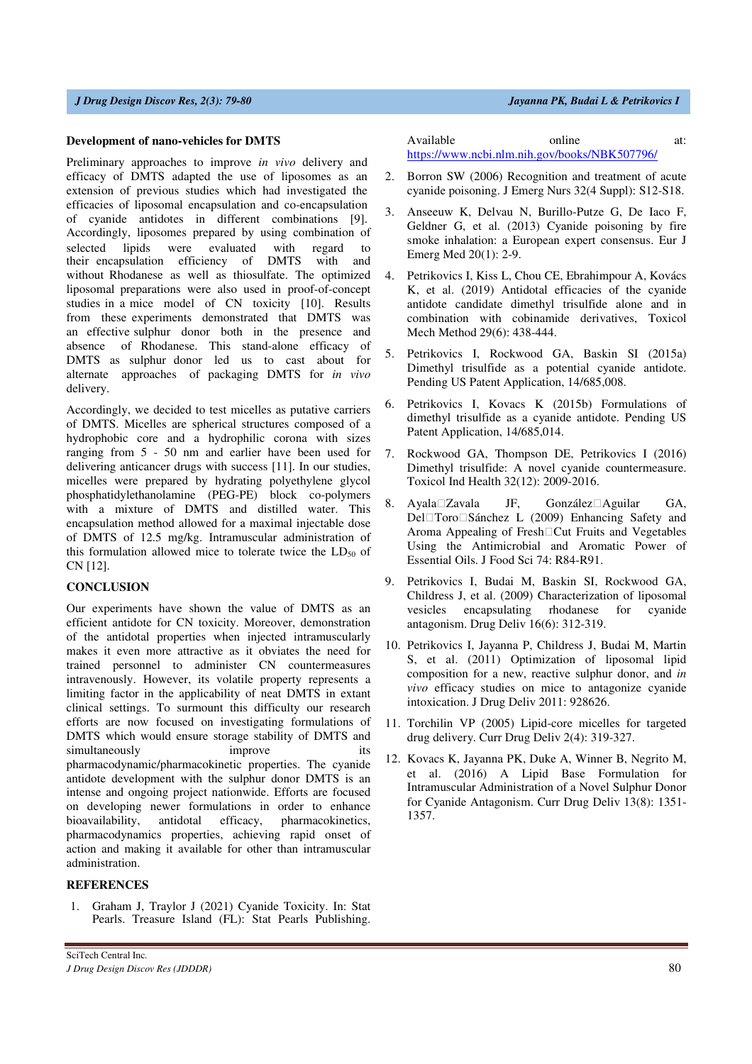## Development of nano-vehicles for DMTS

Preliminary approaches to improve *in vivo* delivery and efficacy of DMTS adapted the use of liposomes as an extension of previous studies which had investigated the efficacies of liposomal encapsulation and co-encapsulation of cyanide antidotes in different combinations [9]. Accordingly, liposomes prepared by using combination of selected lipids were evaluated with regard to their encapsulation efficiency of DMTS with and without Rhodanese as well as thiosulfate. The optimized liposomal preparations were also used in proof-of-concept studies in a mice model of CN toxicity [10]. Results from these experiments demonstrated that DMTS was an effective sulphur donor both in the presence and absence of Rhodanese. This stand-alone efficacy of DMTS as sulphur donor led us to cast about for alternate approaches of packaging DMTS for *in vivo* delivery.

Accordingly, we decided to test micelles as putative carriers of DMTS. Micelles are spherical structures composed of a hydrophobic core and a hydrophilic corona with sizes ranging from 5 - 50 nm and earlier have been used for delivering anticancer drugs with success [11]. In our studies, micelles were prepared by hydrating polyethylene glycol phosphatidylethanolamine (PEG-PE) block co-polymers with a mixture of DMTS and distilled water. This encapsulation method allowed for a maximal injectable dose of DMTS of 12.5 mg/kg. Intramuscular administration of this formulation allowed mice to tolerate twice the $LD_{50}$ of CN [12].

## CONCLUSION

Our experiments have shown the value of DMTS as an efficient antidote for CN toxicity. Moreover, demonstration of the antidotal properties when injected intramuscularly makes it even more attractive as it obviates the need for trained personnel to administer CN countermeasures intravenously. However, its volatile property represents a limiting factor in the applicability of neat DMTS in extant clinical settings. To surmount this difficulty our research efforts are now focused on investigating formulations of DMTS which would ensure storage stability of DMTS and simultaneously improve its pharmacodynamic/pharmacokinetic properties. The cyanide antidote development with the sulphur donor DMTS is an intense and ongoing project nationwide. Efforts are focused on developing newer formulations in order to enhance bioavailability, antidotal efficacy, pharmacokinetics, pharmacodynamics properties, achieving rapid onset of action and making it available for other than intramuscular administration.

## REFERENCES

1. Graham J, Traylor J (2021) Cyanide Toxicity. In: Stat Pearls. Treasure Island (FL): Stat Pearls Publishing. Available online at: https://www.ncbi.nlm.nih.gov/books/NBK507796/
2. Borron SW (2006) Recognition and treatment of acute cyanide poisoning. J Emerg Nurs 32(4 Suppl): S12-S18.
3. Anseeuw K, Delvau N, Burillo-Putze G, De Iaco F, Geldner G, et al. (2013) Cyanide poisoning by fire smoke inhalation: a European expert consensus. Eur J Emerg Med 20(1): 2-9.
4. Petrikovics I, Kiss L, Chou CE, Ebrahimpour A, Kovács K, et al. (2019) Antidotal efficacies of the cyanide antidote candidate dimethyl trisulfide alone and in combination with cobinamide derivatives, Toxicol Mech Method 29(6): 438-444.
5. Petrikovics I, Rockwood GA, Baskin SI (2015a) Dimethyl trisulfide as a potential cyanide antidote. Pending US Patent Application, 14/685,008.
6. Petrikovics I, Kovacs K (2015b) Formulations of dimethyl trisulfide as a cyanide antidote. Pending US Patent Application, 14/685,014.
7. Rockwood GA, Thompson DE, Petrikovics I (2016) Dimethyl trisulfide: A novel cyanide countermeasure. Toxicol Ind Health 32(12): 2009-2016.
8. Ayala□Zavala JF, González□Aguilar GA, Del□Toro□Sánchez L (2009) Enhancing Safety and Aroma Appealing of Fresh□Cut Fruits and Vegetables Using the Antimicrobial and Aromatic Power of Essential Oils. J Food Sci 74: R84-R91.
9. Petrikovics I, Budai M, Baskin SI, Rockwood GA, Childress J, et al. (2009) Characterization of liposomal vesicles encapsulating rhodanese for cyanide antagonism. Drug Deliv 16(6): 312-319.
10. Petrikovics I, Jayanna P, Childress J, Budai M, Martin S, et al. (2011) Optimization of liposomal lipid composition for a new, reactive sulphur donor, and *in vivo* efficacy studies on mice to antagonize cyanide intoxication. J Drug Deliv 2011: 928626.
11. Torchilin VP (2005) Lipid-core micelles for targeted drug delivery. Curr Drug Deliv 2(4): 319-327.
12. Kovacs K, Jayanna PK, Duke A, Winner B, Negrito M, et al. (2016) A Lipid Base Formulation for Intramuscular Administration of a Novel Sulphur Donor for Cyanide Antagonism. Curr Drug Deliv 13(8): 1351-1357.